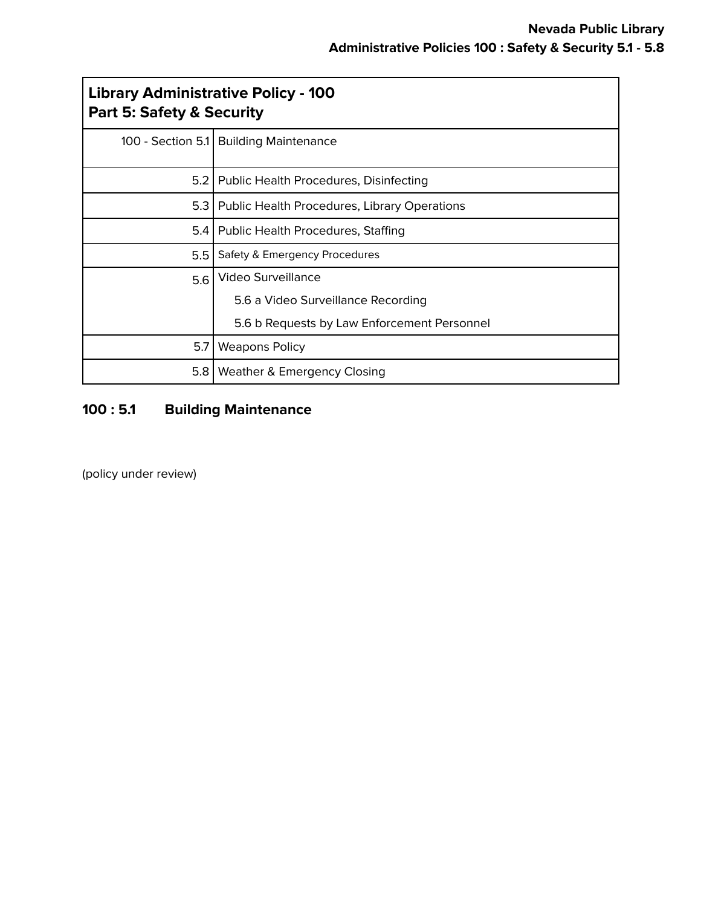| **Library Administrative Policy - 100**<br>**Part 5: Safety & Security** | |
|---|---|
| 100 - Section 5.1 | Building Maintenance |
| 5.2 | Public Health Procedures, Disinfecting |
| 5.3 | Public Health Procedures, Library Operations |
| 5.4 | Public Health Procedures, Staffing |
| 5.5 | Safety & Emergency Procedures |
| 5.6 | Video Surveillance<br>5.6 a Video Surveillance Recording<br>5.6 b Requests by Law Enforcement Personnel |
| 5.7 | Weapons Policy |
| 5.8 | Weather & Emergency Closing |

## 100 : 5.1 Building Maintenance

(policy under review)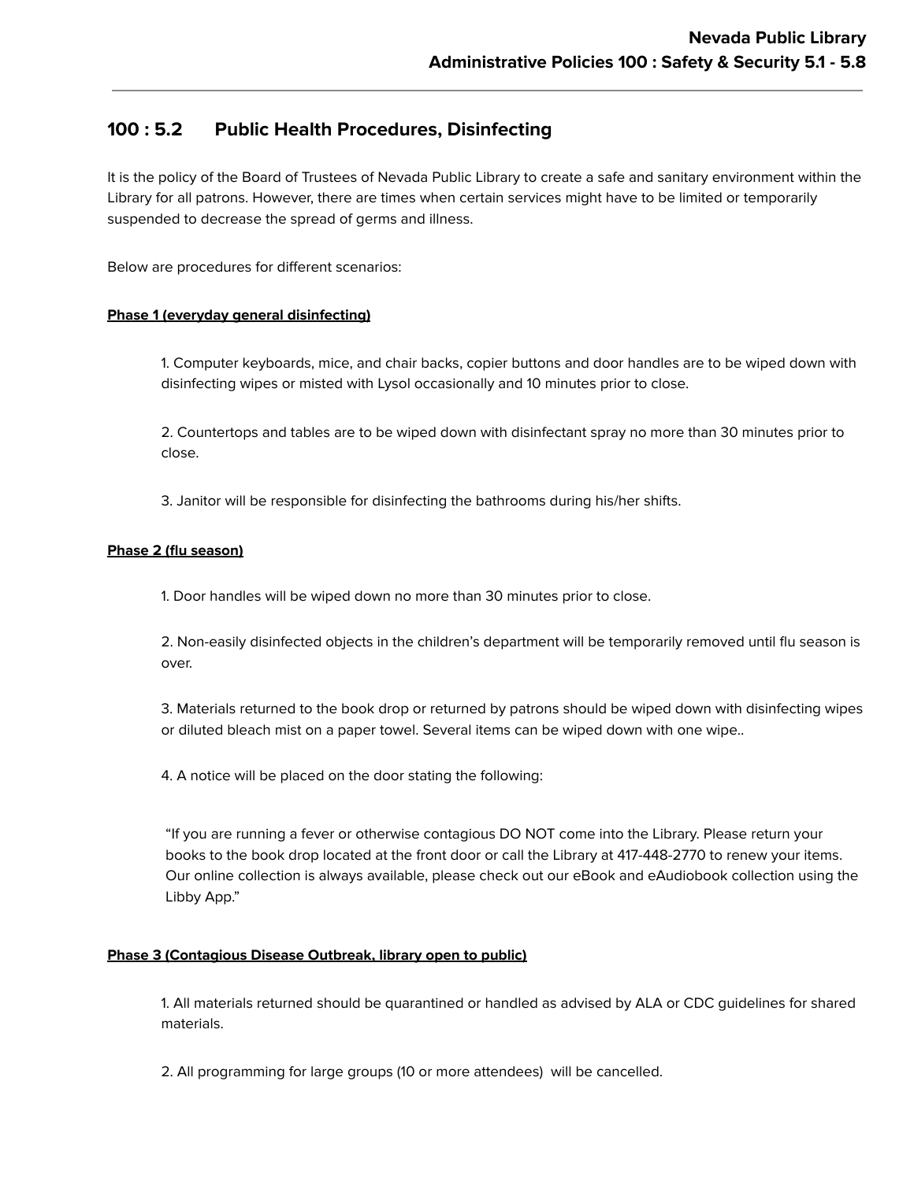## 100 : 5.2 Public Health Procedures, Disinfecting

It is the policy of the Board of Trustees of Nevada Public Library to create a safe and sanitary environment within the Library for all patrons. However, there are times when certain services might have to be limited or temporarily suspended to decrease the spread of germs and illness.

Below are procedures for different scenarios:

**Phase 1 (everyday general disinfecting)**

1. Computer keyboards, mice, and chair backs, copier buttons and door handles are to be wiped down with disinfecting wipes or misted with Lysol occasionally and 10 minutes prior to close.

2. Countertops and tables are to be wiped down with disinfectant spray no more than 30 minutes prior to close.

3. Janitor will be responsible for disinfecting the bathrooms during his/her shifts.

**Phase 2 (flu season)**

1. Door handles will be wiped down no more than 30 minutes prior to close.

2. Non-easily disinfected objects in the children's department will be temporarily removed until flu season is over.

3. Materials returned to the book drop or returned by patrons should be wiped down with disinfecting wipes or diluted bleach mist on a paper towel. Several items can be wiped down with one wipe..

4. A notice will be placed on the door stating the following:

> "If you are running a fever or otherwise contagious DO NOT come into the Library. Please return your books to the book drop located at the front door or call the Library at 417-448-2770 to renew your items. Our online collection is always available, please check out our eBook and eAudiobook collection using the Libby App."

**Phase 3 (Contagious Disease Outbreak, library open to public)**

1. All materials returned should be quarantined or handled as advised by ALA or CDC guidelines for shared materials.

2. All programming for large groups (10 or more attendees) will be cancelled.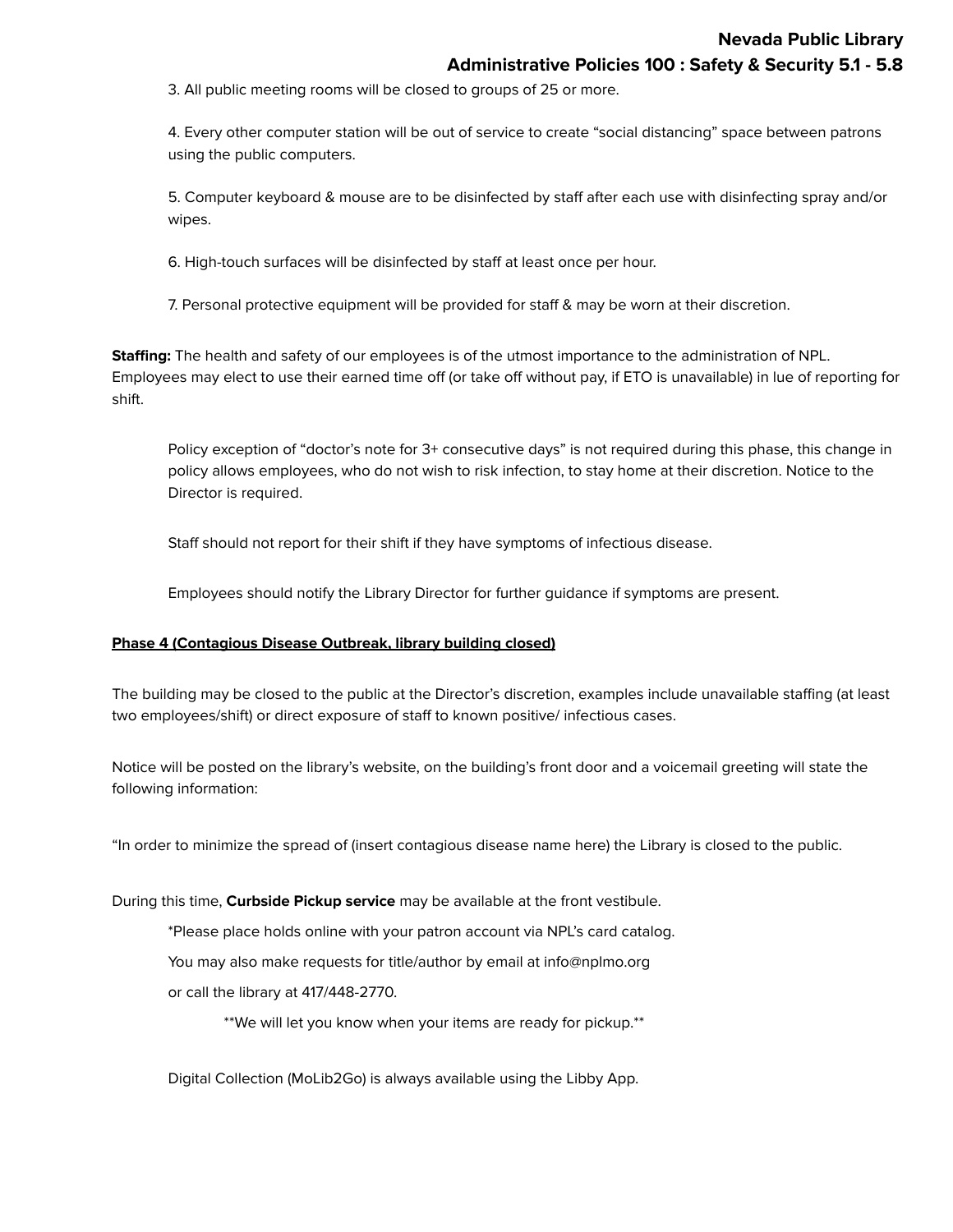3. All public meeting rooms will be closed to groups of 25 or more.

4. Every other computer station will be out of service to create "social distancing" space between patrons using the public computers.

5. Computer keyboard & mouse are to be disinfected by staff after each use with disinfecting spray and/or wipes.

6. High-touch surfaces will be disinfected by staff at least once per hour.

7. Personal protective equipment will be provided for staff & may be worn at their discretion.

**Staffing:** The health and safety of our employees is of the utmost importance to the administration of NPL. Employees may elect to use their earned time off (or take off without pay, if ETO is unavailable) in lue of reporting for shift.

Policy exception of "doctor's note for 3+ consecutive days" is not required during this phase, this change in policy allows employees, who do not wish to risk infection, to stay home at their discretion. Notice to the Director is required.

Staff should not report for their shift if they have symptoms of infectious disease.

Employees should notify the Library Director for further guidance if symptoms are present.

**Phase 4 (Contagious Disease Outbreak, library building closed)**

The building may be closed to the public at the Director's discretion, examples include unavailable staffing (at least two employees/shift) or direct exposure of staff to known positive/ infectious cases.

Notice will be posted on the library's website, on the building's front door and a voicemail greeting will state the following information:

"In order to minimize the spread of (insert contagious disease name here) the Library is closed to the public.

During this time, **Curbside Pickup service** may be available at the front vestibule.

*Please place holds online with your patron account via NPL's card catalog.

You may also make requests for title/author by email at info@nplmo.org

or call the library at 417/448-2770.

**We will let you know when your items are ready for pickup.**

Digital Collection (MoLib2Go) is always available using the Libby App.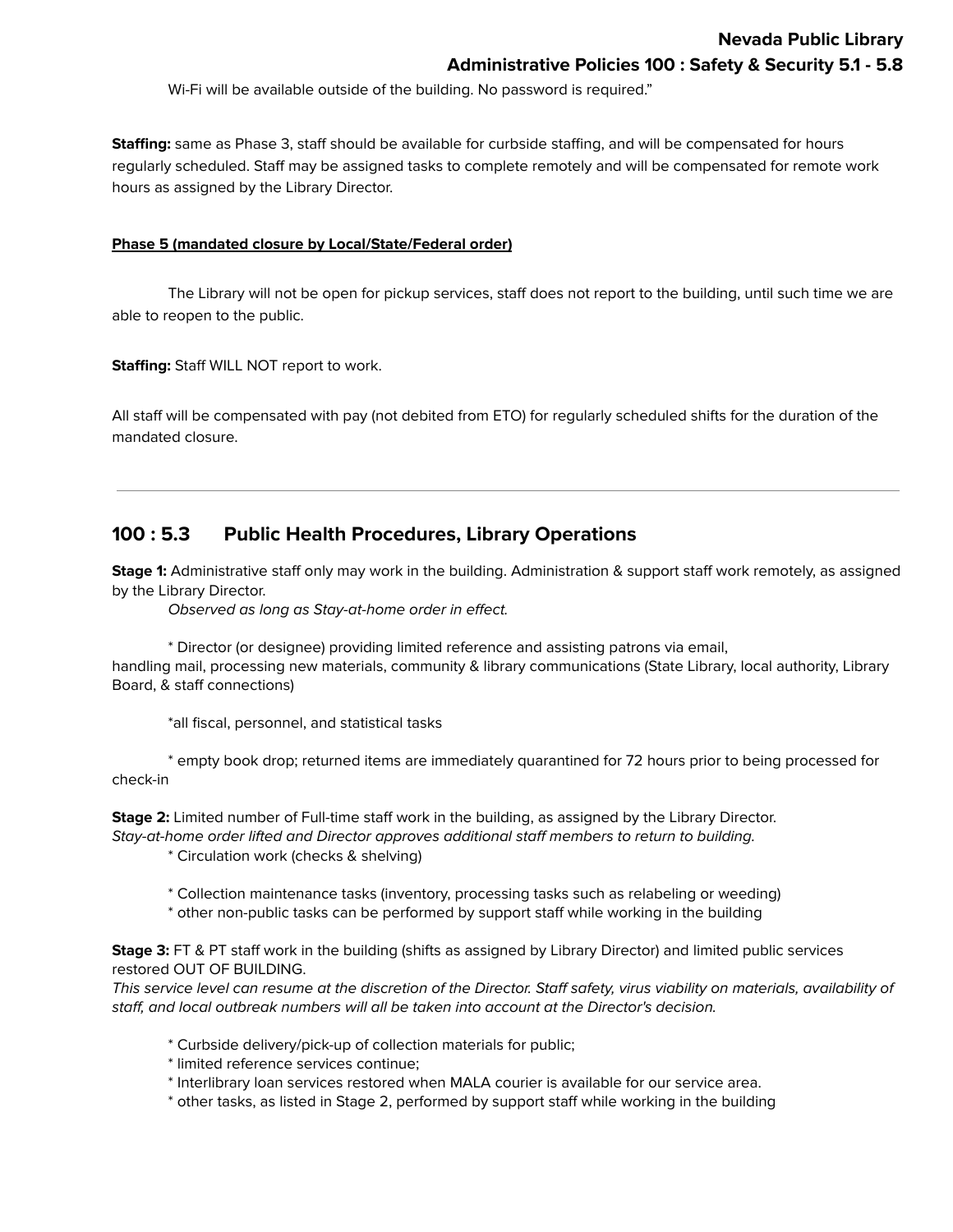Wi-Fi will be available outside of the building. No password is required."

**Staffing:** same as Phase 3, staff should be available for curbside staffing, and will be compensated for hours regularly scheduled. Staff may be assigned tasks to complete remotely and will be compensated for remote work hours as assigned by the Library Director.

**Phase 5 (mandated closure by Local/State/Federal order)**

The Library will not be open for pickup services, staff does not report to the building, until such time we are able to reopen to the public.

**Staffing:** Staff WILL NOT report to work.

All staff will be compensated with pay (not debited from ETO) for regularly scheduled shifts for the duration of the mandated closure.

---

## 100 : 5.3 Public Health Procedures, Library Operations

**Stage 1:** Administrative staff only may work in the building. Administration & support staff work remotely, as assigned by the Library Director.

*Observed as long as Stay-at-home order in effect.*

* Director (or designee) providing limited reference and assisting patrons via email, handling mail, processing new materials, community & library communications (State Library, local authority, Library Board, & staff connections)

*all fiscal, personnel, and statistical tasks

* empty book drop; returned items are immediately quarantined for 72 hours prior to being processed for check-in

**Stage 2:** Limited number of Full-time staff work in the building, as assigned by the Library Director.
*Stay-at-home order lifted and Director approves additional staff members to return to building.*

* Circulation work (checks & shelving)

* Collection maintenance tasks (inventory, processing tasks such as relabeling or weeding)
* other non-public tasks can be performed by support staff while working in the building

**Stage 3:** FT & PT staff work in the building (shifts as assigned by Library Director) and limited public services restored OUT OF BUILDING.
*This service level can resume at the discretion of the Director. Staff safety, virus viability on materials, availability of staff, and local outbreak numbers will all be taken into account at the Director's decision.*

* Curbside delivery/pick-up of collection materials for public;
* limited reference services continue;
* Interlibrary loan services restored when MALA courier is available for our service area.
* other tasks, as listed in Stage 2, performed by support staff while working in the building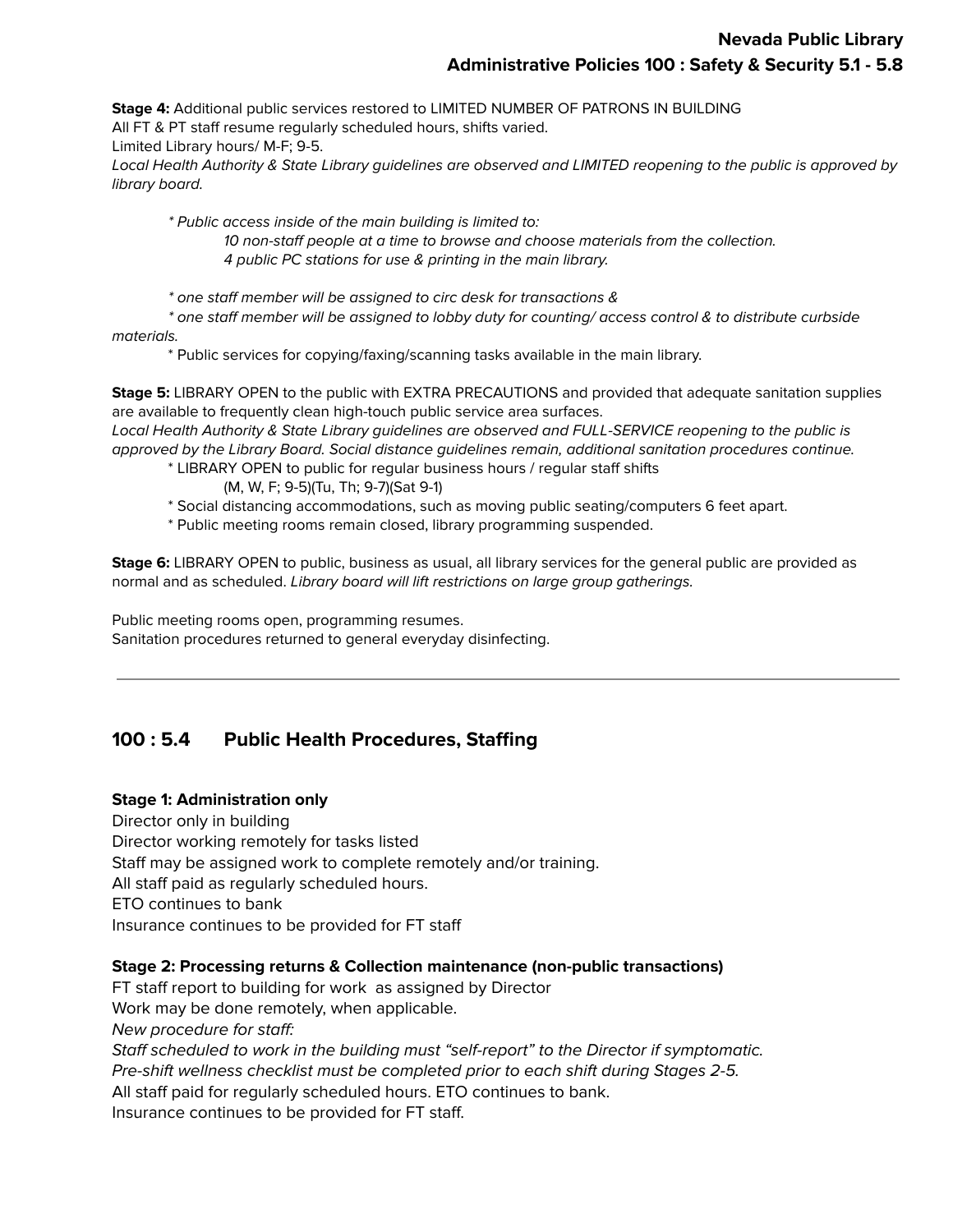**Stage 4:** Additional public services restored to LIMITED NUMBER OF PATRONS IN BUILDING
All FT & PT staff resume regularly scheduled hours, shifts varied.
Limited Library hours/ M-F; 9-5.
*Local Health Authority & State Library guidelines are observed and LIMITED reopening to the public is approved by library board.*

*\* Public access inside of the main building is limited to:*
*10 non-staff people at a time to browse and choose materials from the collection.*
*4 public PC stations for use & printing in the main library.*

*\* one staff member will be assigned to circ desk for transactions &*
*\* one staff member will be assigned to lobby duty for counting/ access control & to distribute curbside materials.*
\* Public services for copying/faxing/scanning tasks available in the main library.

**Stage 5:** LIBRARY OPEN to the public with EXTRA PRECAUTIONS and provided that adequate sanitation supplies are available to frequently clean high-touch public service area surfaces.
*Local Health Authority & State Library guidelines are observed and FULL-SERVICE reopening to the public is approved by the Library Board. Social distance guidelines remain, additional sanitation procedures continue.*
\* LIBRARY OPEN to public for regular business hours / regular staff shifts
(M, W, F; 9-5)(Tu, Th; 9-7)(Sat 9-1)
\* Social distancing accommodations, such as moving public seating/computers 6 feet apart.
\* Public meeting rooms remain closed, library programming suspended.

**Stage 6:** LIBRARY OPEN to public, business as usual, all library services for the general public are provided as normal and as scheduled. *Library board will lift restrictions on large group gatherings.*

Public meeting rooms open, programming resumes.
Sanitation procedures returned to general everyday disinfecting.

---

## 100 : 5.4 Public Health Procedures, Staffing

**Stage 1: Administration only**
Director only in building
Director working remotely for tasks listed
Staff may be assigned work to complete remotely and/or training.
All staff paid as regularly scheduled hours.
ETO continues to bank
Insurance continues to be provided for FT staff

**Stage 2: Processing returns & Collection maintenance (non-public transactions)**
FT staff report to building for work as assigned by Director
Work may be done remotely, when applicable.
*New procedure for staff:*
*Staff scheduled to work in the building must "self-report" to the Director if symptomatic.*
*Pre-shift wellness checklist must be completed prior to each shift during Stages 2-5.*
All staff paid for regularly scheduled hours. ETO continues to bank.
Insurance continues to be provided for FT staff.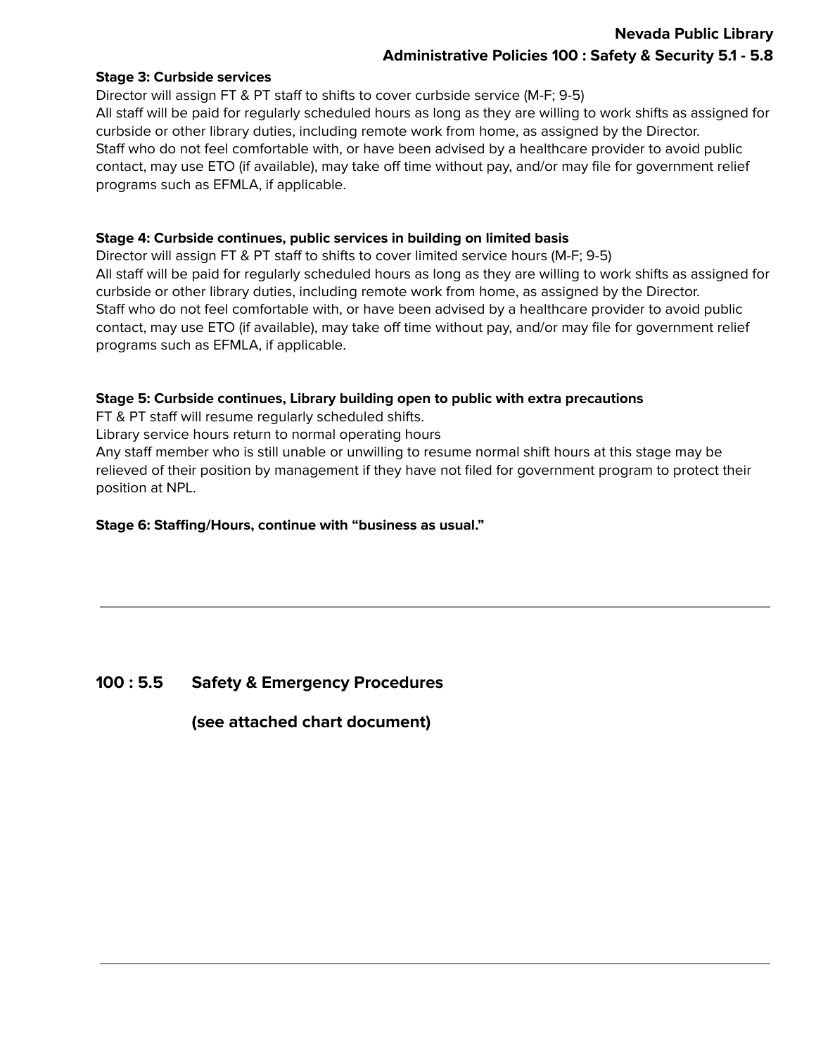**Stage 3: Curbside services**
Director will assign FT & PT staff to shifts to cover curbside service (M-F; 9-5)
All staff will be paid for regularly scheduled hours as long as they are willing to work shifts as assigned for curbside or other library duties, including remote work from home, as assigned by the Director.
Staff who do not feel comfortable with, or have been advised by a healthcare provider to avoid public contact, may use ETO (if available), may take off time without pay, and/or may file for government relief programs such as EFMLA, if applicable.

**Stage 4: Curbside continues, public services in building on limited basis**
Director will assign FT & PT staff to shifts to cover limited service hours (M-F; 9-5)
All staff will be paid for regularly scheduled hours as long as they are willing to work shifts as assigned for curbside or other library duties, including remote work from home, as assigned by the Director.
Staff who do not feel comfortable with, or have been advised by a healthcare provider to avoid public contact, may use ETO (if available), may take off time without pay, and/or may file for government relief programs such as EFMLA, if applicable.

**Stage 5: Curbside continues, Library building open to public with extra precautions**
FT & PT staff will resume regularly scheduled shifts.
Library service hours return to normal operating hours
Any staff member who is still unable or unwilling to resume normal shift hours at this stage may be relieved of their position by management if they have not filed for government program to protect their position at NPL.

**Stage 6: Staffing/Hours, continue with "business as usual."**

---

## 100 : 5.5 Safety & Emergency Procedures

**(see attached chart document)**

---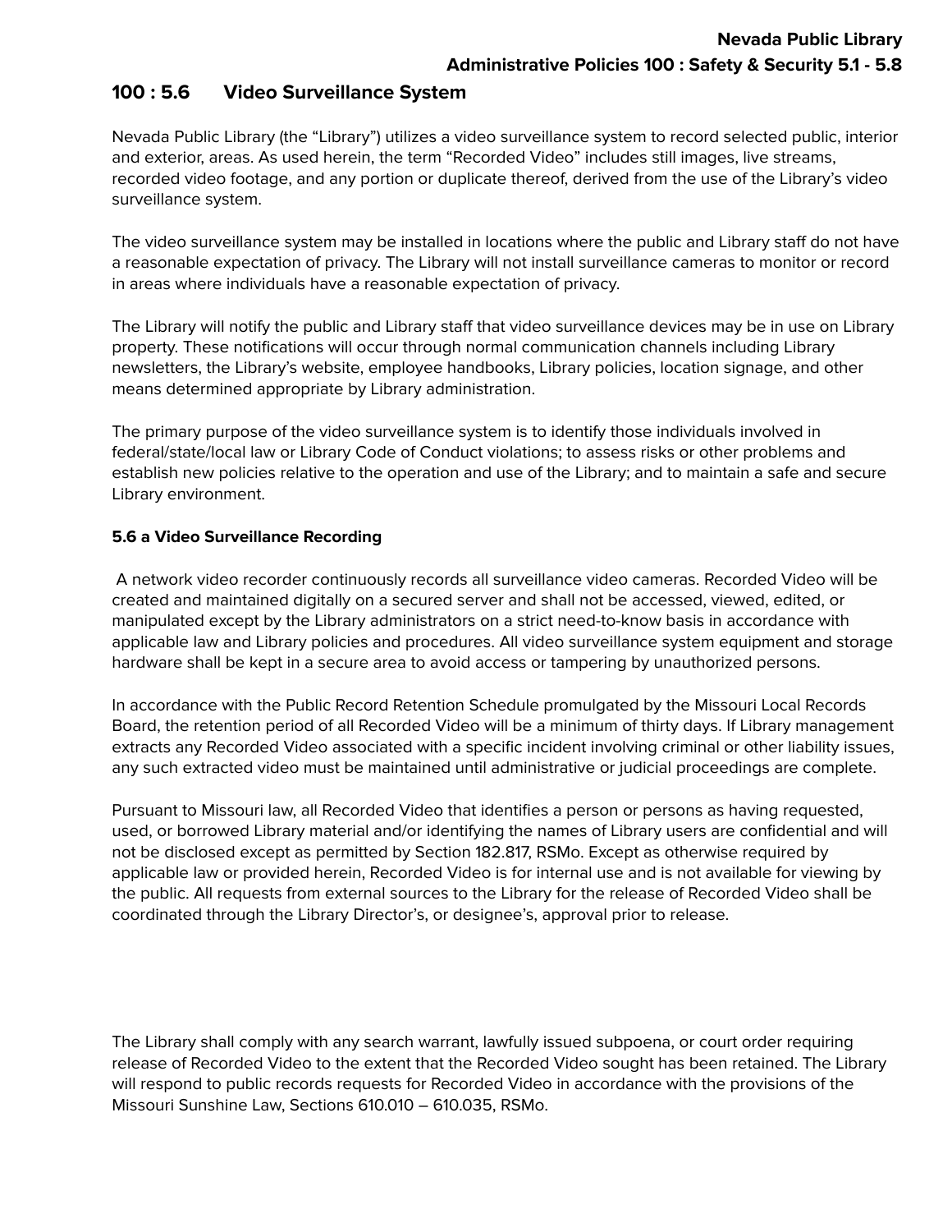## 100 : 5.6 Video Surveillance System

Nevada Public Library (the "Library") utilizes a video surveillance system to record selected public, interior and exterior, areas. As used herein, the term "Recorded Video" includes still images, live streams, recorded video footage, and any portion or duplicate thereof, derived from the use of the Library's video surveillance system.

The video surveillance system may be installed in locations where the public and Library staff do not have a reasonable expectation of privacy. The Library will not install surveillance cameras to monitor or record in areas where individuals have a reasonable expectation of privacy.

The Library will notify the public and Library staff that video surveillance devices may be in use on Library property. These notifications will occur through normal communication channels including Library newsletters, the Library's website, employee handbooks, Library policies, location signage, and other means determined appropriate by Library administration.

The primary purpose of the video surveillance system is to identify those individuals involved in federal/state/local law or Library Code of Conduct violations; to assess risks or other problems and establish new policies relative to the operation and use of the Library; and to maintain a safe and secure Library environment.

### 5.6 a Video Surveillance Recording

A network video recorder continuously records all surveillance video cameras. Recorded Video will be created and maintained digitally on a secured server and shall not be accessed, viewed, edited, or manipulated except by the Library administrators on a strict need-to-know basis in accordance with applicable law and Library policies and procedures. All video surveillance system equipment and storage hardware shall be kept in a secure area to avoid access or tampering by unauthorized persons.

In accordance with the Public Record Retention Schedule promulgated by the Missouri Local Records Board, the retention period of all Recorded Video will be a minimum of thirty days. If Library management extracts any Recorded Video associated with a specific incident involving criminal or other liability issues, any such extracted video must be maintained until administrative or judicial proceedings are complete.

Pursuant to Missouri law, all Recorded Video that identifies a person or persons as having requested, used, or borrowed Library material and/or identifying the names of Library users are confidential and will not be disclosed except as permitted by Section 182.817, RSMo. Except as otherwise required by applicable law or provided herein, Recorded Video is for internal use and is not available for viewing by the public. All requests from external sources to the Library for the release of Recorded Video shall be coordinated through the Library Director's, or designee's, approval prior to release.

The Library shall comply with any search warrant, lawfully issued subpoena, or court order requiring release of Recorded Video to the extent that the Recorded Video sought has been retained. The Library will respond to public records requests for Recorded Video in accordance with the provisions of the Missouri Sunshine Law, Sections 610.010 – 610.035, RSMo.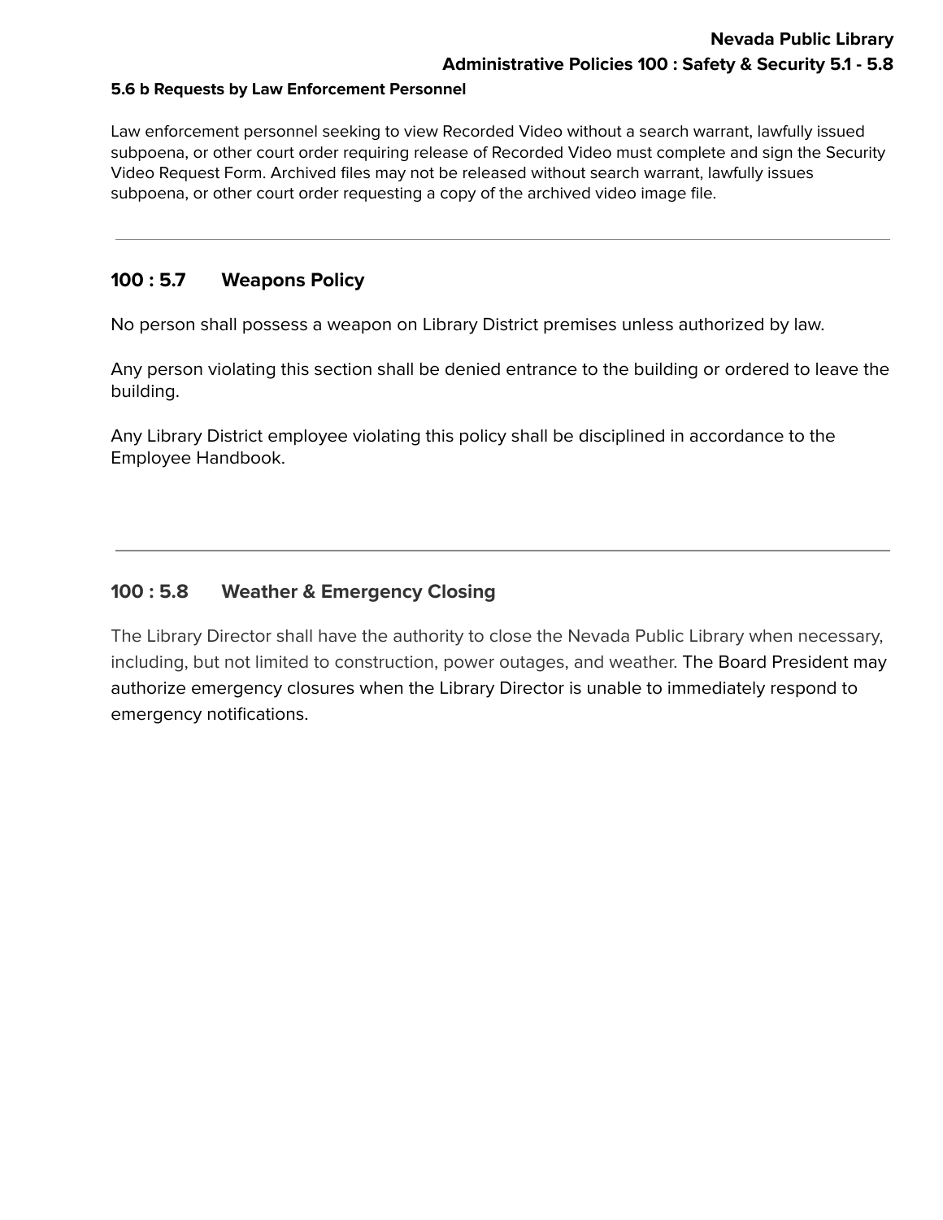#### 5.6 b Requests by Law Enforcement Personnel

Law enforcement personnel seeking to view Recorded Video without a search warrant, lawfully issued subpoena, or other court order requiring release of Recorded Video must complete and sign the Security Video Request Form. Archived files may not be released without search warrant, lawfully issues subpoena, or other court order requesting a copy of the archived video image file.

---

### 100 : 5.7 Weapons Policy

No person shall possess a weapon on Library District premises unless authorized by law.

Any person violating this section shall be denied entrance to the building or ordered to leave the building.

Any Library District employee violating this policy shall be disciplined in accordance to the Employee Handbook.

---

### 100 : 5.8 Weather & Emergency Closing

The Library Director shall have the authority to close the Nevada Public Library when necessary, including, but not limited to construction, power outages, and weather. The Board President may authorize emergency closures when the Library Director is unable to immediately respond to emergency notifications.